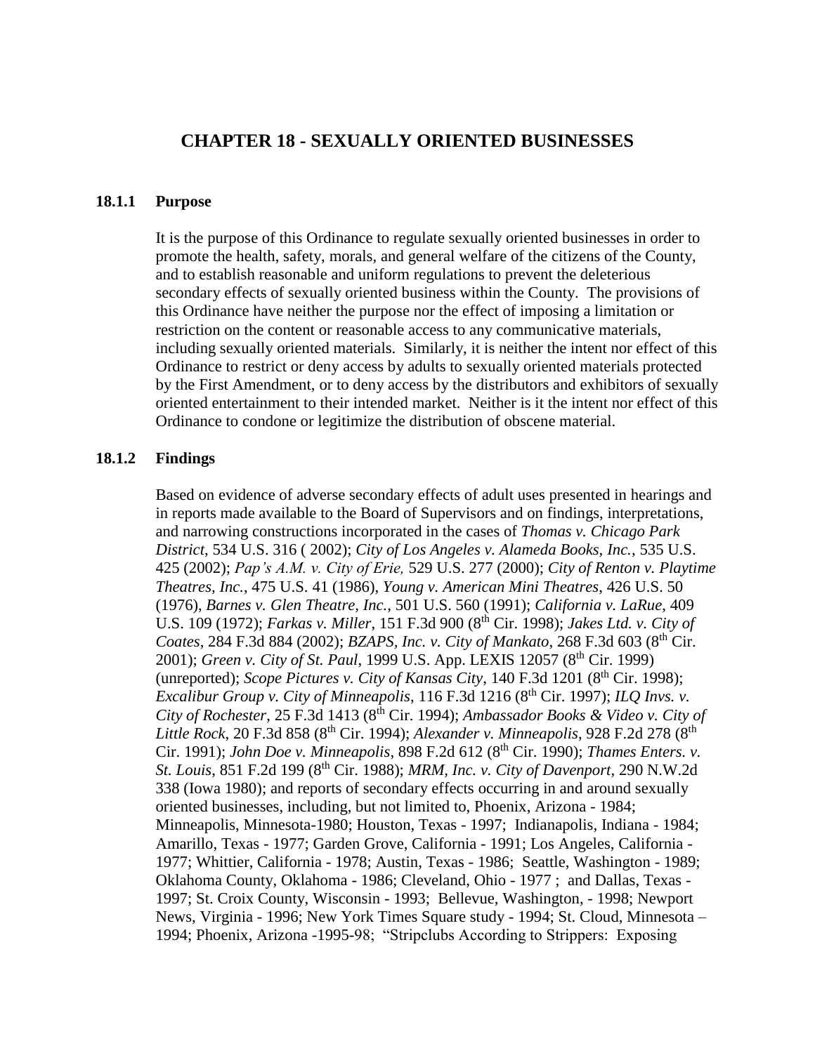# CHAPTER 18 - SEXUALLY ORIENTED BUSINESSES

## 18.1.1 Purpose

It is the purpose of this Ordinance to regulate sexually oriented businesses in order to promote the health, safety, morals, and general welfare of the citizens of the County, and to establish reasonable and uniform regulations to prevent the deleterious secondary effects of sexually oriented business within the County. The provisions of this Ordinance have neither the purpose nor the effect of imposing a limitation or restriction on the content or reasonable access to any communicative materials, including sexually oriented materials. Similarly, it is neither the intent nor effect of this Ordinance to restrict or deny access by adults to sexually oriented materials protected by the First Amendment, or to deny access by the distributors and exhibitors of sexually oriented entertainment to their intended market. Neither is it the intent nor effect of this Ordinance to condone or legitimize the distribution of obscene material.

## 18.1.2 Findings

Based on evidence of adverse secondary effects of adult uses presented in hearings and in reports made available to the Board of Supervisors and on findings, interpretations, and narrowing constructions incorporated in the cases of *Thomas v. Chicago Park District*, 534 U.S. 316 ( 2002); *City of Los Angeles v. Alameda Books, Inc.*, 535 U.S. 425 (2002); *Pap's A.M. v. City of Erie,* 529 U.S. 277 (2000); *City of Renton v. Playtime Theatres, Inc.*, 475 U.S. 41 (1986), *Young v. American Mini Theatres*, 426 U.S. 50 (1976), *Barnes v. Glen Theatre, Inc.*, 501 U.S. 560 (1991); *California v. LaRue*, 409 U.S. 109 (1972); *Farkas v. Miller*, 151 F.3d 900 (8th Cir. 1998); *Jakes Ltd. v. City of Coates*, 284 F.3d 884 (2002); *BZAPS, Inc. v. City of Mankato*, 268 F.3d 603 (8th Cir. 2001); *Green v. City of St. Paul*, 1999 U.S. App. LEXIS 12057 (8th Cir. 1999) (unreported); *Scope Pictures v. City of Kansas City*, 140 F.3d 1201 (8th Cir. 1998); *Excalibur Group v. City of Minneapolis*, 116 F.3d 1216 (8th Cir. 1997); *ILQ Invs. v. City of Rochester*, 25 F.3d 1413 (8th Cir. 1994); *Ambassador Books & Video v. City of Little Rock*, 20 F.3d 858 (8th Cir. 1994); *Alexander v. Minneapolis*, 928 F.2d 278 (8th Cir. 1991); *John Doe v. Minneapolis*, 898 F.2d 612 (8th Cir. 1990); *Thames Enters. v. St. Louis*, 851 F.2d 199 (8th Cir. 1988); *MRM, Inc. v. City of Davenport*, 290 N.W.2d 338 (Iowa 1980); and reports of secondary effects occurring in and around sexually oriented businesses, including, but not limited to, Phoenix, Arizona - 1984; Minneapolis, Minnesota-1980; Houston, Texas - 1997; Indianapolis, Indiana - 1984; Amarillo, Texas - 1977; Garden Grove, California - 1991; Los Angeles, California - 1977; Whittier, California - 1978; Austin, Texas - 1986; Seattle, Washington - 1989; Oklahoma County, Oklahoma - 1986; Cleveland, Ohio - 1977 ; and Dallas, Texas - 1997; St. Croix County, Wisconsin - 1993; Bellevue, Washington, - 1998; Newport News, Virginia - 1996; New York Times Square study - 1994; St. Cloud, Minnesota – 1994; Phoenix, Arizona -1995-98; "Stripclubs According to Strippers: Exposing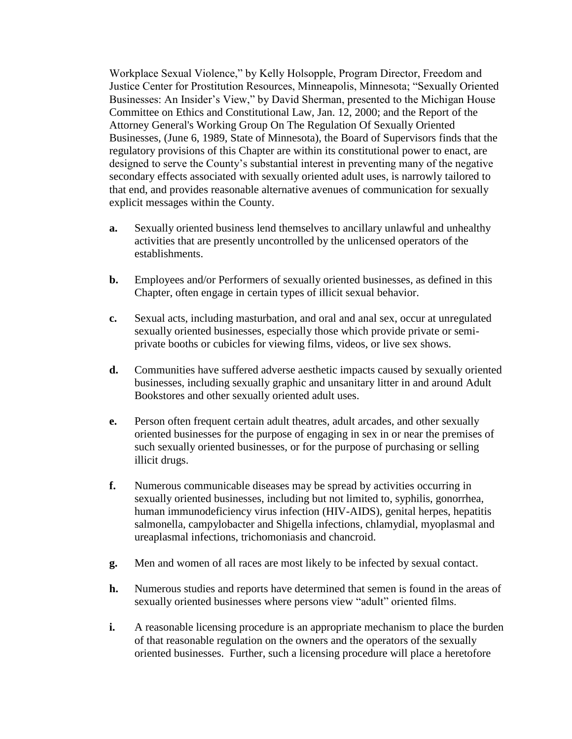Workplace Sexual Violence," by Kelly Holsopple, Program Director, Freedom and Justice Center for Prostitution Resources, Minneapolis, Minnesota; "Sexually Oriented Businesses: An Insider's View," by David Sherman, presented to the Michigan House Committee on Ethics and Constitutional Law, Jan. 12, 2000; and the Report of the Attorney General's Working Group On The Regulation Of Sexually Oriented Businesses, (June 6, 1989, State of Minnesota), the Board of Supervisors finds that the regulatory provisions of this Chapter are within its constitutional power to enact, are designed to serve the County's substantial interest in preventing many of the negative secondary effects associated with sexually oriented adult uses, is narrowly tailored to that end, and provides reasonable alternative avenues of communication for sexually explicit messages within the County.

**a.** Sexually oriented business lend themselves to ancillary unlawful and unhealthy activities that are presently uncontrolled by the unlicensed operators of the establishments.

**b.** Employees and/or Performers of sexually oriented businesses, as defined in this Chapter, often engage in certain types of illicit sexual behavior.

**c.** Sexual acts, including masturbation, and oral and anal sex, occur at unregulated sexually oriented businesses, especially those which provide private or semi-private booths or cubicles for viewing films, videos, or live sex shows.

**d.** Communities have suffered adverse aesthetic impacts caused by sexually oriented businesses, including sexually graphic and unsanitary litter in and around Adult Bookstores and other sexually oriented adult uses.

**e.** Person often frequent certain adult theatres, adult arcades, and other sexually oriented businesses for the purpose of engaging in sex in or near the premises of such sexually oriented businesses, or for the purpose of purchasing or selling illicit drugs.

**f.** Numerous communicable diseases may be spread by activities occurring in sexually oriented businesses, including but not limited to, syphilis, gonorrhea, human immunodeficiency virus infection (HIV-AIDS), genital herpes, hepatitis salmonella, campylobacter and Shigella infections, chlamydial, myoplasmal and ureaplasmal infections, trichomoniasis and chancroid.

**g.** Men and women of all races are most likely to be infected by sexual contact.

**h.** Numerous studies and reports have determined that semen is found in the areas of sexually oriented businesses where persons view "adult" oriented films.

**i.** A reasonable licensing procedure is an appropriate mechanism to place the burden of that reasonable regulation on the owners and the operators of the sexually oriented businesses. Further, such a licensing procedure will place a heretofore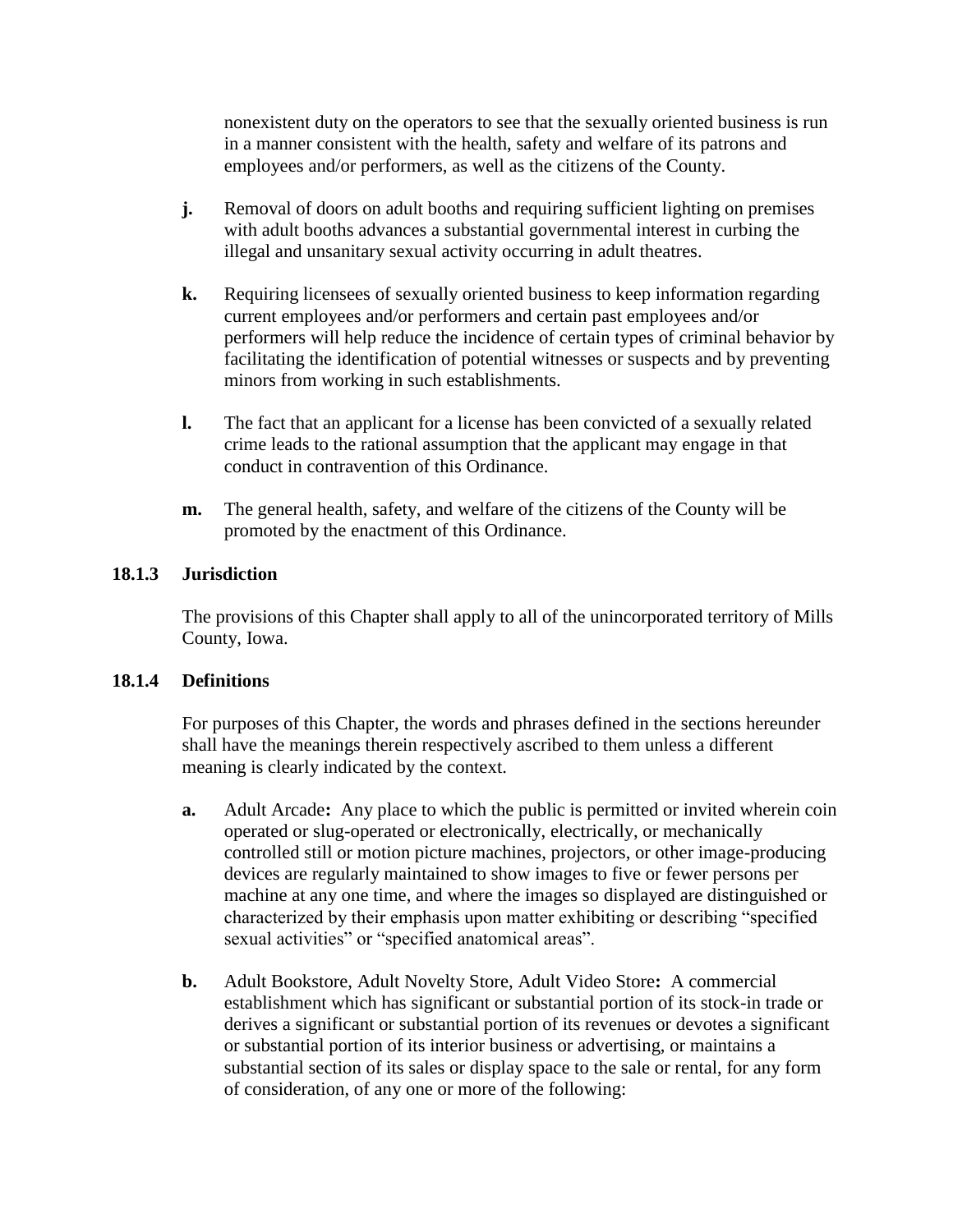nonexistent duty on the operators to see that the sexually oriented business is run in a manner consistent with the health, safety and welfare of its patrons and employees and/or performers, as well as the citizens of the County.

**j.** Removal of doors on adult booths and requiring sufficient lighting on premises with adult booths advances a substantial governmental interest in curbing the illegal and unsanitary sexual activity occurring in adult theatres.

**k.** Requiring licensees of sexually oriented business to keep information regarding current employees and/or performers and certain past employees and/or performers will help reduce the incidence of certain types of criminal behavior by facilitating the identification of potential witnesses or suspects and by preventing minors from working in such establishments.

**l.** The fact that an applicant for a license has been convicted of a sexually related crime leads to the rational assumption that the applicant may engage in that conduct in contravention of this Ordinance.

**m.** The general health, safety, and welfare of the citizens of the County will be promoted by the enactment of this Ordinance.

### 18.1.3 Jurisdiction

The provisions of this Chapter shall apply to all of the unincorporated territory of Mills County, Iowa.

### 18.1.4 Definitions

For purposes of this Chapter, the words and phrases defined in the sections hereunder shall have the meanings therein respectively ascribed to them unless a different meaning is clearly indicated by the context.

**a.** Adult Arcade**:** Any place to which the public is permitted or invited wherein coin operated or slug-operated or electronically, electrically, or mechanically controlled still or motion picture machines, projectors, or other image-producing devices are regularly maintained to show images to five or fewer persons per machine at any one time, and where the images so displayed are distinguished or characterized by their emphasis upon matter exhibiting or describing "specified sexual activities" or "specified anatomical areas".

**b.** Adult Bookstore, Adult Novelty Store, Adult Video Store**:** A commercial establishment which has significant or substantial portion of its stock-in trade or derives a significant or substantial portion of its revenues or devotes a significant or substantial portion of its interior business or advertising, or maintains a substantial section of its sales or display space to the sale or rental, for any form of consideration, of any one or more of the following: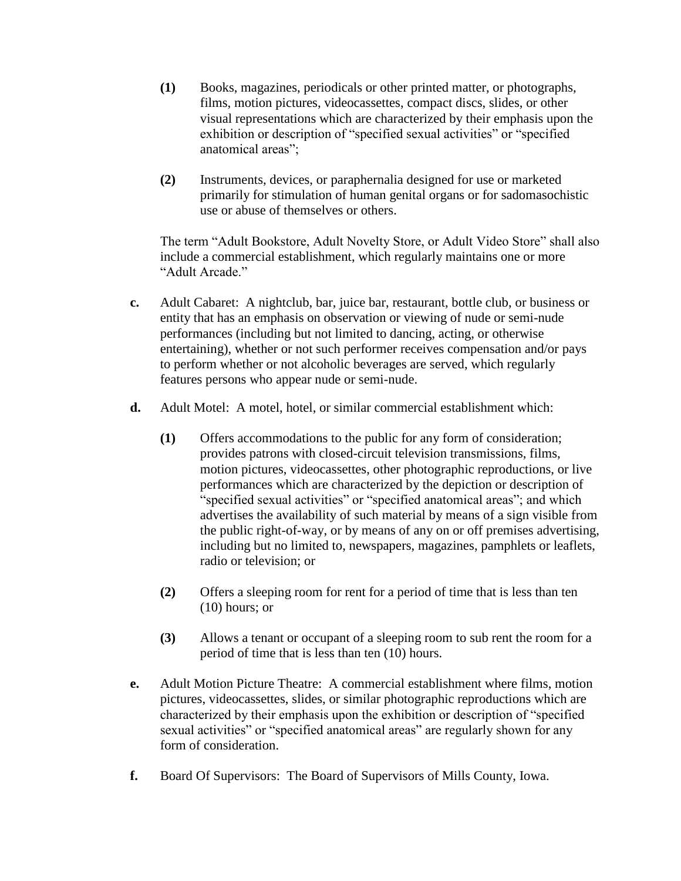**(1)** Books, magazines, periodicals or other printed matter, or photographs, films, motion pictures, videocassettes, compact discs, slides, or other visual representations which are characterized by their emphasis upon the exhibition or description of “specified sexual activities” or “specified anatomical areas”;

**(2)** Instruments, devices, or paraphernalia designed for use or marketed primarily for stimulation of human genital organs or for sadomasochistic use or abuse of themselves or others.

The term “Adult Bookstore, Adult Novelty Store, or Adult Video Store” shall also include a commercial establishment, which regularly maintains one or more “Adult Arcade.”

**c.** Adult Cabaret: A nightclub, bar, juice bar, restaurant, bottle club, or business or entity that has an emphasis on observation or viewing of nude or semi-nude performances (including but not limited to dancing, acting, or otherwise entertaining), whether or not such performer receives compensation and/or pays to perform whether or not alcoholic beverages are served, which regularly features persons who appear nude or semi-nude.

**d.** Adult Motel: A motel, hotel, or similar commercial establishment which:

**(1)** Offers accommodations to the public for any form of consideration; provides patrons with closed-circuit television transmissions, films, motion pictures, videocassettes, other photographic reproductions, or live performances which are characterized by the depiction or description of “specified sexual activities” or “specified anatomical areas”; and which advertises the availability of such material by means of a sign visible from the public right-of-way, or by means of any on or off premises advertising, including but no limited to, newspapers, magazines, pamphlets or leaflets, radio or television; or

**(2)** Offers a sleeping room for rent for a period of time that is less than ten (10) hours; or

**(3)** Allows a tenant or occupant of a sleeping room to sub rent the room for a period of time that is less than ten (10) hours.

**e.** Adult Motion Picture Theatre: A commercial establishment where films, motion pictures, videocassettes, slides, or similar photographic reproductions which are characterized by their emphasis upon the exhibition or description of “specified sexual activities” or “specified anatomical areas” are regularly shown for any form of consideration.

**f.** Board Of Supervisors: The Board of Supervisors of Mills County, Iowa.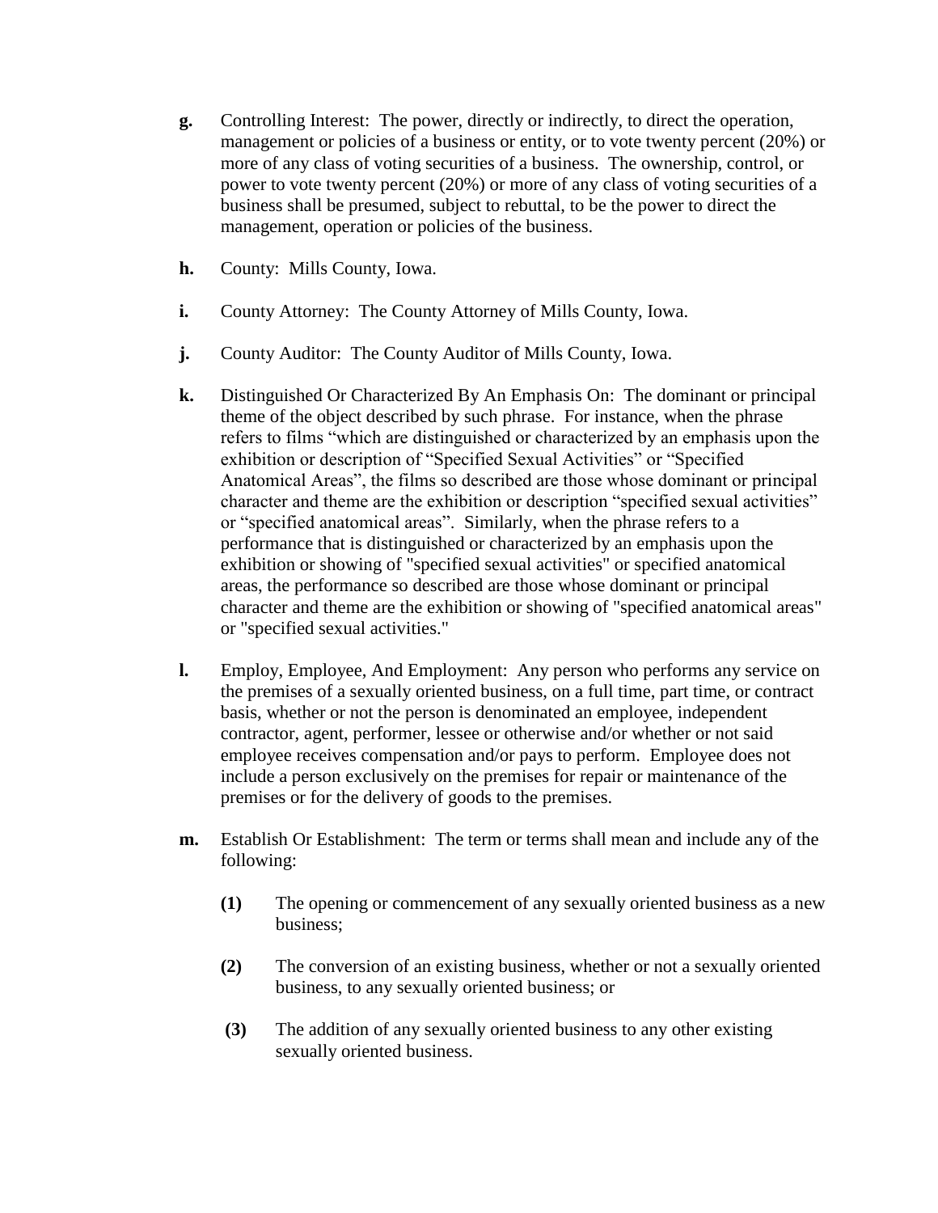**g.** Controlling Interest: The power, directly or indirectly, to direct the operation, management or policies of a business or entity, or to vote twenty percent (20%) or more of any class of voting securities of a business. The ownership, control, or power to vote twenty percent (20%) or more of any class of voting securities of a business shall be presumed, subject to rebuttal, to be the power to direct the management, operation or policies of the business.

**h.** County: Mills County, Iowa.

**i.** County Attorney: The County Attorney of Mills County, Iowa.

**j.** County Auditor: The County Auditor of Mills County, Iowa.

**k.** Distinguished Or Characterized By An Emphasis On: The dominant or principal theme of the object described by such phrase. For instance, when the phrase refers to films "which are distinguished or characterized by an emphasis upon the exhibition or description of "Specified Sexual Activities" or "Specified Anatomical Areas", the films so described are those whose dominant or principal character and theme are the exhibition or description "specified sexual activities" or "specified anatomical areas". Similarly, when the phrase refers to a performance that is distinguished or characterized by an emphasis upon the exhibition or showing of "specified sexual activities" or specified anatomical areas, the performance so described are those whose dominant or principal character and theme are the exhibition or showing of "specified anatomical areas" or "specified sexual activities."

**l.** Employ, Employee, And Employment: Any person who performs any service on the premises of a sexually oriented business, on a full time, part time, or contract basis, whether or not the person is denominated an employee, independent contractor, agent, performer, lessee or otherwise and/or whether or not said employee receives compensation and/or pays to perform. Employee does not include a person exclusively on the premises for repair or maintenance of the premises or for the delivery of goods to the premises.

**m.** Establish Or Establishment: The term or terms shall mean and include any of the following:

- **(1)** The opening or commencement of any sexually oriented business as a new business;
- **(2)** The conversion of an existing business, whether or not a sexually oriented business, to any sexually oriented business; or
- **(3)** The addition of any sexually oriented business to any other existing sexually oriented business.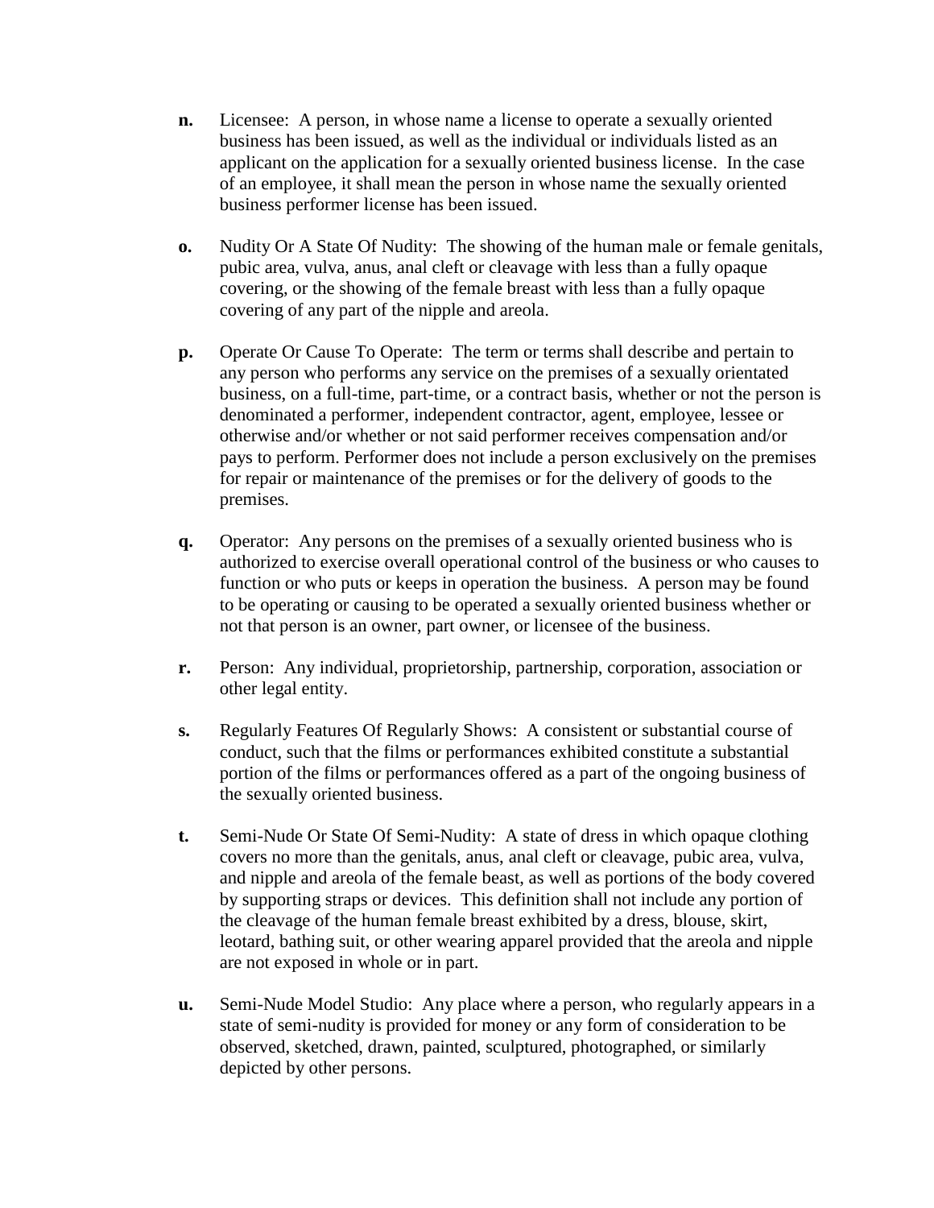**n.** Licensee: A person, in whose name a license to operate a sexually oriented business has been issued, as well as the individual or individuals listed as an applicant on the application for a sexually oriented business license. In the case of an employee, it shall mean the person in whose name the sexually oriented business performer license has been issued.

**o.** Nudity Or A State Of Nudity: The showing of the human male or female genitals, pubic area, vulva, anus, anal cleft or cleavage with less than a fully opaque covering, or the showing of the female breast with less than a fully opaque covering of any part of the nipple and areola.

**p.** Operate Or Cause To Operate: The term or terms shall describe and pertain to any person who performs any service on the premises of a sexually orientated business, on a full-time, part-time, or a contract basis, whether or not the person is denominated a performer, independent contractor, agent, employee, lessee or otherwise and/or whether or not said performer receives compensation and/or pays to perform. Performer does not include a person exclusively on the premises for repair or maintenance of the premises or for the delivery of goods to the premises.

**q.** Operator: Any persons on the premises of a sexually oriented business who is authorized to exercise overall operational control of the business or who causes to function or who puts or keeps in operation the business. A person may be found to be operating or causing to be operated a sexually oriented business whether or not that person is an owner, part owner, or licensee of the business.

**r.** Person: Any individual, proprietorship, partnership, corporation, association or other legal entity.

**s.** Regularly Features Of Regularly Shows: A consistent or substantial course of conduct, such that the films or performances exhibited constitute a substantial portion of the films or performances offered as a part of the ongoing business of the sexually oriented business.

**t.** Semi-Nude Or State Of Semi-Nudity: A state of dress in which opaque clothing covers no more than the genitals, anus, anal cleft or cleavage, pubic area, vulva, and nipple and areola of the female beast, as well as portions of the body covered by supporting straps or devices. This definition shall not include any portion of the cleavage of the human female breast exhibited by a dress, blouse, skirt, leotard, bathing suit, or other wearing apparel provided that the areola and nipple are not exposed in whole or in part.

**u.** Semi-Nude Model Studio: Any place where a person, who regularly appears in a state of semi-nudity is provided for money or any form of consideration to be observed, sketched, drawn, painted, sculptured, photographed, or similarly depicted by other persons.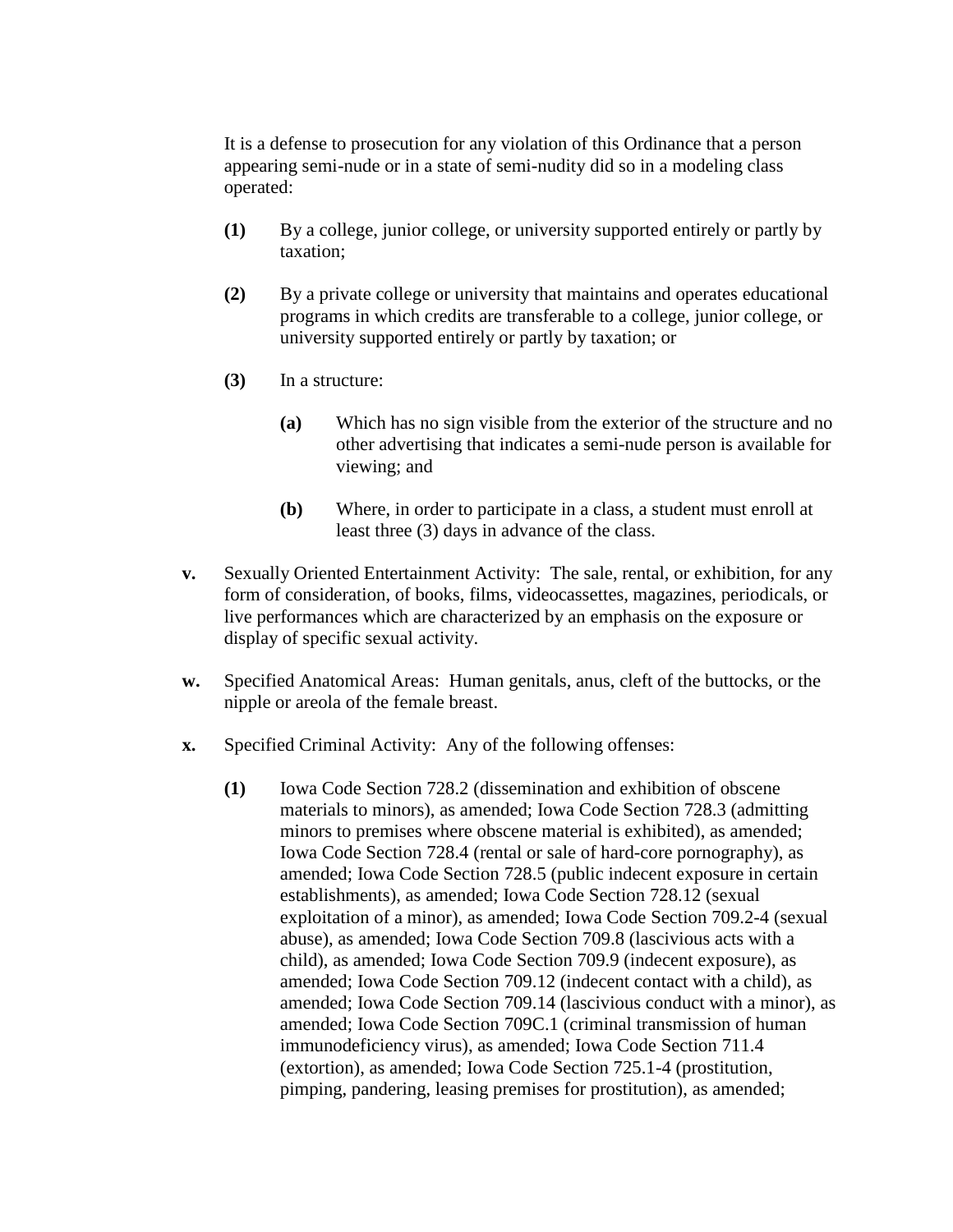It is a defense to prosecution for any violation of this Ordinance that a person appearing semi-nude or in a state of semi-nudity did so in a modeling class operated:

- **(1)** By a college, junior college, or university supported entirely or partly by taxation;

- **(2)** By a private college or university that maintains and operates educational programs in which credits are transferable to a college, junior college, or university supported entirely or partly by taxation; or

- **(3)** In a structure:

  - **(a)** Which has no sign visible from the exterior of the structure and no other advertising that indicates a semi-nude person is available for viewing; and

  - **(b)** Where, in order to participate in a class, a student must enroll at least three (3) days in advance of the class.

**v.** Sexually Oriented Entertainment Activity: The sale, rental, or exhibition, for any form of consideration, of books, films, videocassettes, magazines, periodicals, or live performances which are characterized by an emphasis on the exposure or display of specific sexual activity.

**w.** Specified Anatomical Areas: Human genitals, anus, cleft of the buttocks, or the nipple or areola of the female breast.

**x.** Specified Criminal Activity: Any of the following offenses:

- **(1)** Iowa Code Section 728.2 (dissemination and exhibition of obscene materials to minors), as amended; Iowa Code Section 728.3 (admitting minors to premises where obscene material is exhibited), as amended; Iowa Code Section 728.4 (rental or sale of hard-core pornography), as amended; Iowa Code Section 728.5 (public indecent exposure in certain establishments), as amended; Iowa Code Section 728.12 (sexual exploitation of a minor), as amended; Iowa Code Section 709.2-4 (sexual abuse), as amended; Iowa Code Section 709.8 (lascivious acts with a child), as amended; Iowa Code Section 709.9 (indecent exposure), as amended; Iowa Code Section 709.12 (indecent contact with a child), as amended; Iowa Code Section 709.14 (lascivious conduct with a minor), as amended; Iowa Code Section 709C.1 (criminal transmission of human immunodeficiency virus), as amended; Iowa Code Section 711.4 (extortion), as amended; Iowa Code Section 725.1-4 (prostitution, pimping, pandering, leasing premises for prostitution), as amended;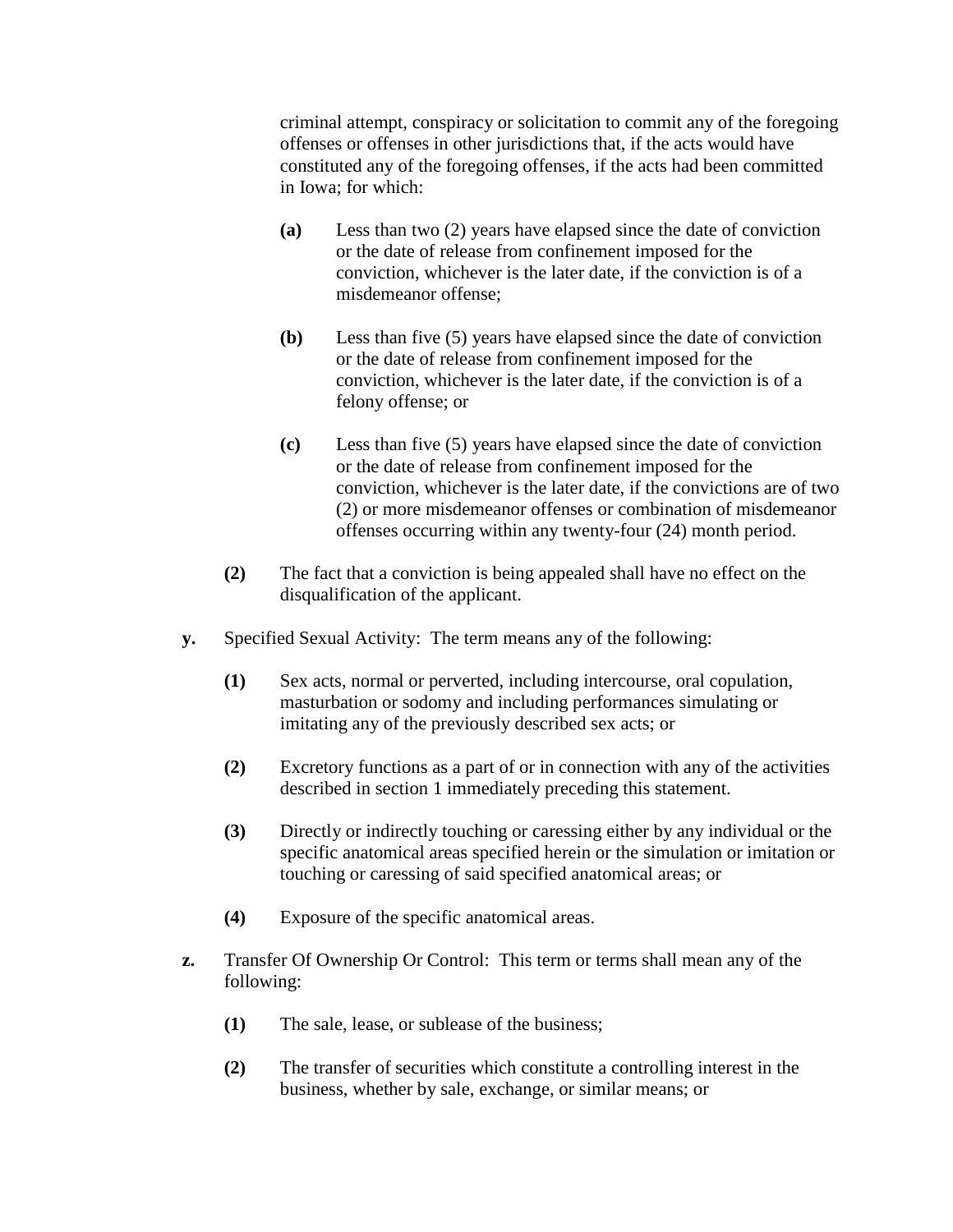criminal attempt, conspiracy or solicitation to commit any of the foregoing offenses or offenses in other jurisdictions that, if the acts would have constituted any of the foregoing offenses, if the acts had been committed in Iowa; for which:

- **(a)** Less than two (2) years have elapsed since the date of conviction or the date of release from confinement imposed for the conviction, whichever is the later date, if the conviction is of a misdemeanor offense;

- **(b)** Less than five (5) years have elapsed since the date of conviction or the date of release from confinement imposed for the conviction, whichever is the later date, if the conviction is of a felony offense; or

- **(c)** Less than five (5) years have elapsed since the date of conviction or the date of release from confinement imposed for the conviction, whichever is the later date, if the convictions are of two (2) or more misdemeanor offenses or combination of misdemeanor offenses occurring within any twenty-four (24) month period.

**(2)** The fact that a conviction is being appealed shall have no effect on the disqualification of the applicant.

**y.** Specified Sexual Activity: The term means any of the following:

- **(1)** Sex acts, normal or perverted, including intercourse, oral copulation, masturbation or sodomy and including performances simulating or imitating any of the previously described sex acts; or

- **(2)** Excretory functions as a part of or in connection with any of the activities described in section 1 immediately preceding this statement.

- **(3)** Directly or indirectly touching or caressing either by any individual or the specific anatomical areas specified herein or the simulation or imitation or touching or caressing of said specified anatomical areas; or

- **(4)** Exposure of the specific anatomical areas.

**z.** Transfer Of Ownership Or Control: This term or terms shall mean any of the following:

- **(1)** The sale, lease, or sublease of the business;

- **(2)** The transfer of securities which constitute a controlling interest in the business, whether by sale, exchange, or similar means; or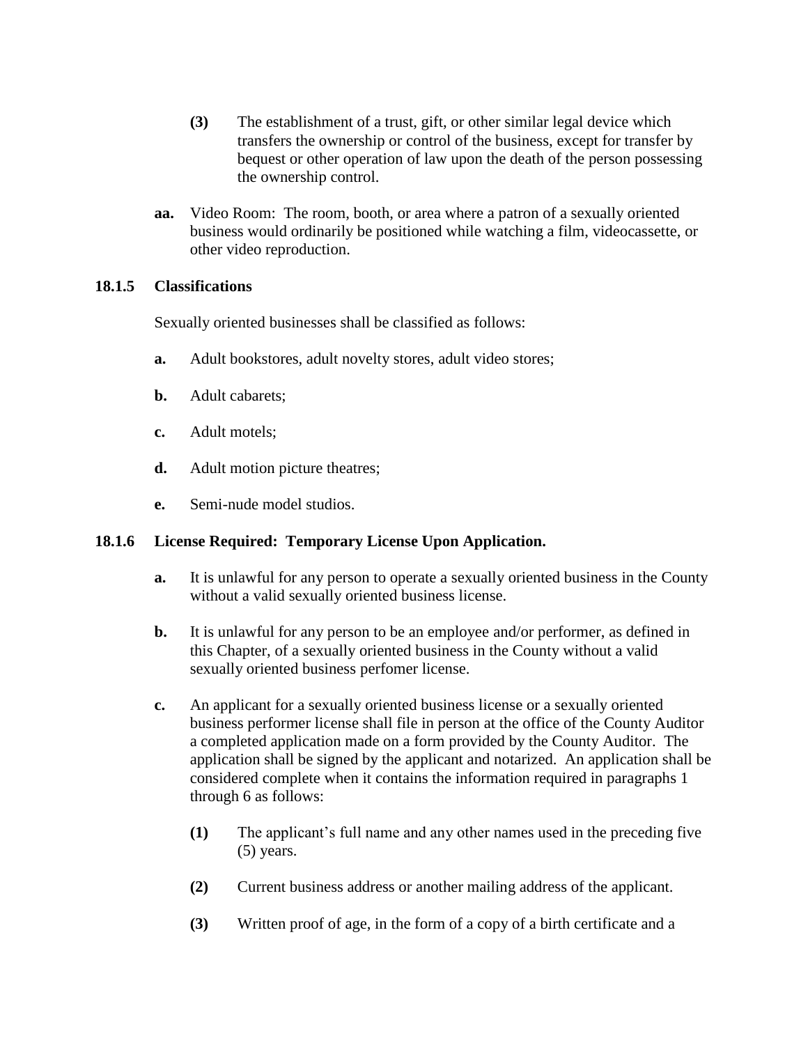**(3)** The establishment of a trust, gift, or other similar legal device which transfers the ownership or control of the business, except for transfer by bequest or other operation of law upon the death of the person possessing the ownership control.

**aa.** Video Room: The room, booth, or area where a patron of a sexually oriented business would ordinarily be positioned while watching a film, videocassette, or other video reproduction.

### 18.1.5 Classifications

Sexually oriented businesses shall be classified as follows:

**a.** Adult bookstores, adult novelty stores, adult video stores;

**b.** Adult cabarets;

**c.** Adult motels;

**d.** Adult motion picture theatres;

**e.** Semi-nude model studios.

### 18.1.6 License Required: Temporary License Upon Application.

**a.** It is unlawful for any person to operate a sexually oriented business in the County without a valid sexually oriented business license.

**b.** It is unlawful for any person to be an employee and/or performer, as defined in this Chapter, of a sexually oriented business in the County without a valid sexually oriented business perfomer license.

**c.** An applicant for a sexually oriented business license or a sexually oriented business performer license shall file in person at the office of the County Auditor a completed application made on a form provided by the County Auditor. The application shall be signed by the applicant and notarized. An application shall be considered complete when it contains the information required in paragraphs 1 through 6 as follows:

**(1)** The applicant's full name and any other names used in the preceding five (5) years.

**(2)** Current business address or another mailing address of the applicant.

**(3)** Written proof of age, in the form of a copy of a birth certificate and a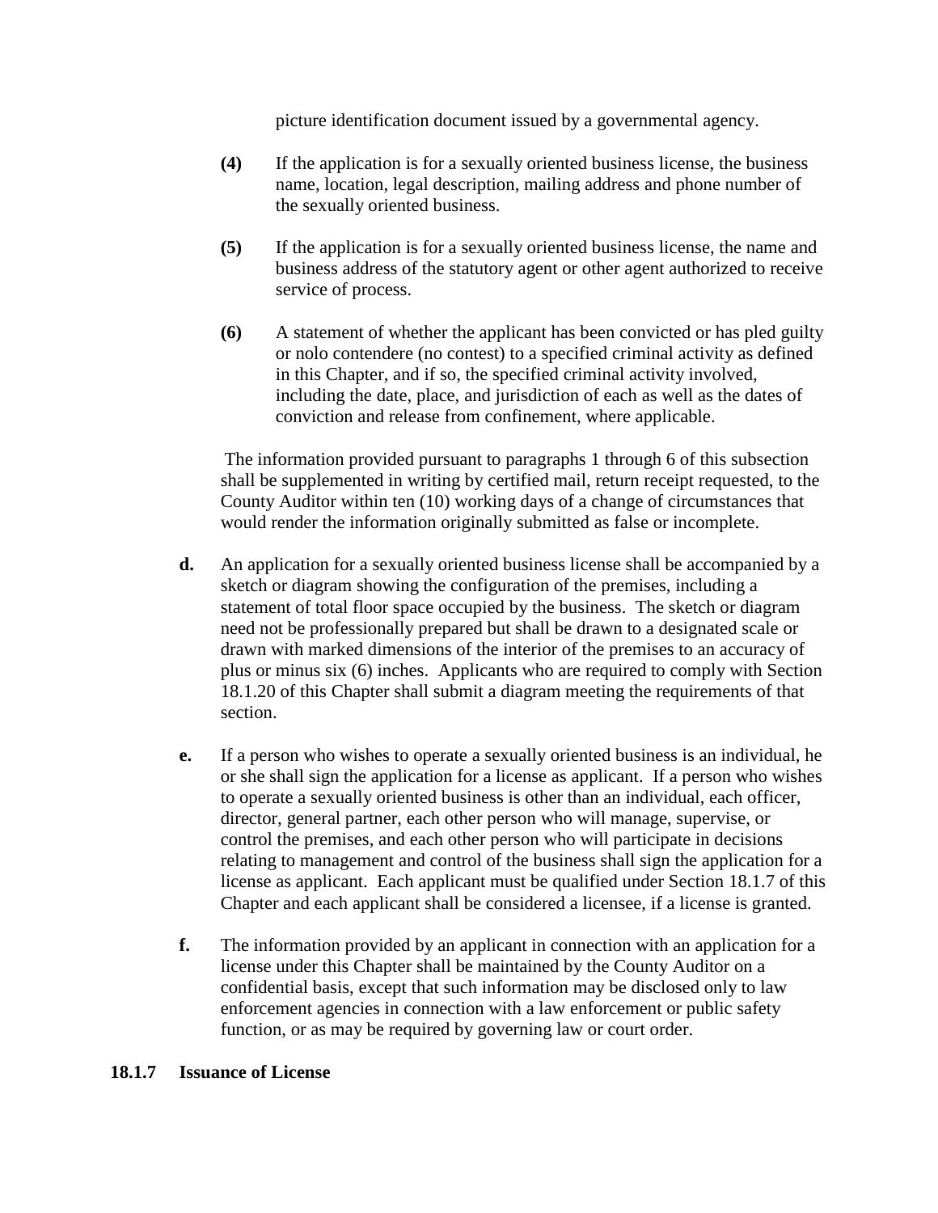picture identification document issued by a governmental agency.

**(4)** If the application is for a sexually oriented business license, the business name, location, legal description, mailing address and phone number of the sexually oriented business.

**(5)** If the application is for a sexually oriented business license, the name and business address of the statutory agent or other agent authorized to receive service of process.

**(6)** A statement of whether the applicant has been convicted or has pled guilty or nolo contendere (no contest) to a specified criminal activity as defined in this Chapter, and if so, the specified criminal activity involved, including the date, place, and jurisdiction of each as well as the dates of conviction and release from confinement, where applicable.

The information provided pursuant to paragraphs 1 through 6 of this subsection shall be supplemented in writing by certified mail, return receipt requested, to the County Auditor within ten (10) working days of a change of circumstances that would render the information originally submitted as false or incomplete.

**d.** An application for a sexually oriented business license shall be accompanied by a sketch or diagram showing the configuration of the premises, including a statement of total floor space occupied by the business. The sketch or diagram need not be professionally prepared but shall be drawn to a designated scale or drawn with marked dimensions of the interior of the premises to an accuracy of plus or minus six (6) inches. Applicants who are required to comply with Section 18.1.20 of this Chapter shall submit a diagram meeting the requirements of that section.

**e.** If a person who wishes to operate a sexually oriented business is an individual, he or she shall sign the application for a license as applicant. If a person who wishes to operate a sexually oriented business is other than an individual, each officer, director, general partner, each other person who will manage, supervise, or control the premises, and each other person who will participate in decisions relating to management and control of the business shall sign the application for a license as applicant. Each applicant must be qualified under Section 18.1.7 of this Chapter and each applicant shall be considered a licensee, if a license is granted.

**f.** The information provided by an applicant in connection with an application for a license under this Chapter shall be maintained by the County Auditor on a confidential basis, except that such information may be disclosed only to law enforcement agencies in connection with a law enforcement or public safety function, or as may be required by governing law or court order.

**18.1.7 Issuance of License**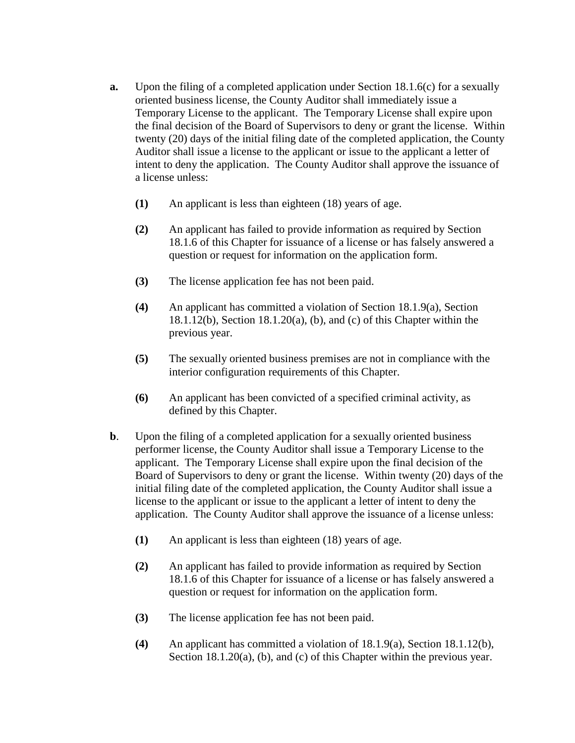**a.** Upon the filing of a completed application under Section 18.1.6(c) for a sexually oriented business license, the County Auditor shall immediately issue a Temporary License to the applicant. The Temporary License shall expire upon the final decision of the Board of Supervisors to deny or grant the license. Within twenty (20) days of the initial filing date of the completed application, the County Auditor shall issue a license to the applicant or issue to the applicant a letter of intent to deny the application. The County Auditor shall approve the issuance of a license unless:

- **(1)** An applicant is less than eighteen (18) years of age.
- **(2)** An applicant has failed to provide information as required by Section 18.1.6 of this Chapter for issuance of a license or has falsely answered a question or request for information on the application form.
- **(3)** The license application fee has not been paid.
- **(4)** An applicant has committed a violation of Section 18.1.9(a), Section 18.1.12(b), Section 18.1.20(a), (b), and (c) of this Chapter within the previous year.
- **(5)** The sexually oriented business premises are not in compliance with the interior configuration requirements of this Chapter.
- **(6)** An applicant has been convicted of a specified criminal activity, as defined by this Chapter.

**b**. Upon the filing of a completed application for a sexually oriented business performer license, the County Auditor shall issue a Temporary License to the applicant. The Temporary License shall expire upon the final decision of the Board of Supervisors to deny or grant the license. Within twenty (20) days of the initial filing date of the completed application, the County Auditor shall issue a license to the applicant or issue to the applicant a letter of intent to deny the application. The County Auditor shall approve the issuance of a license unless:

- **(1)** An applicant is less than eighteen (18) years of age.
- **(2)** An applicant has failed to provide information as required by Section 18.1.6 of this Chapter for issuance of a license or has falsely answered a question or request for information on the application form.
- **(3)** The license application fee has not been paid.
- **(4)** An applicant has committed a violation of 18.1.9(a), Section 18.1.12(b), Section 18.1.20(a), (b), and (c) of this Chapter within the previous year.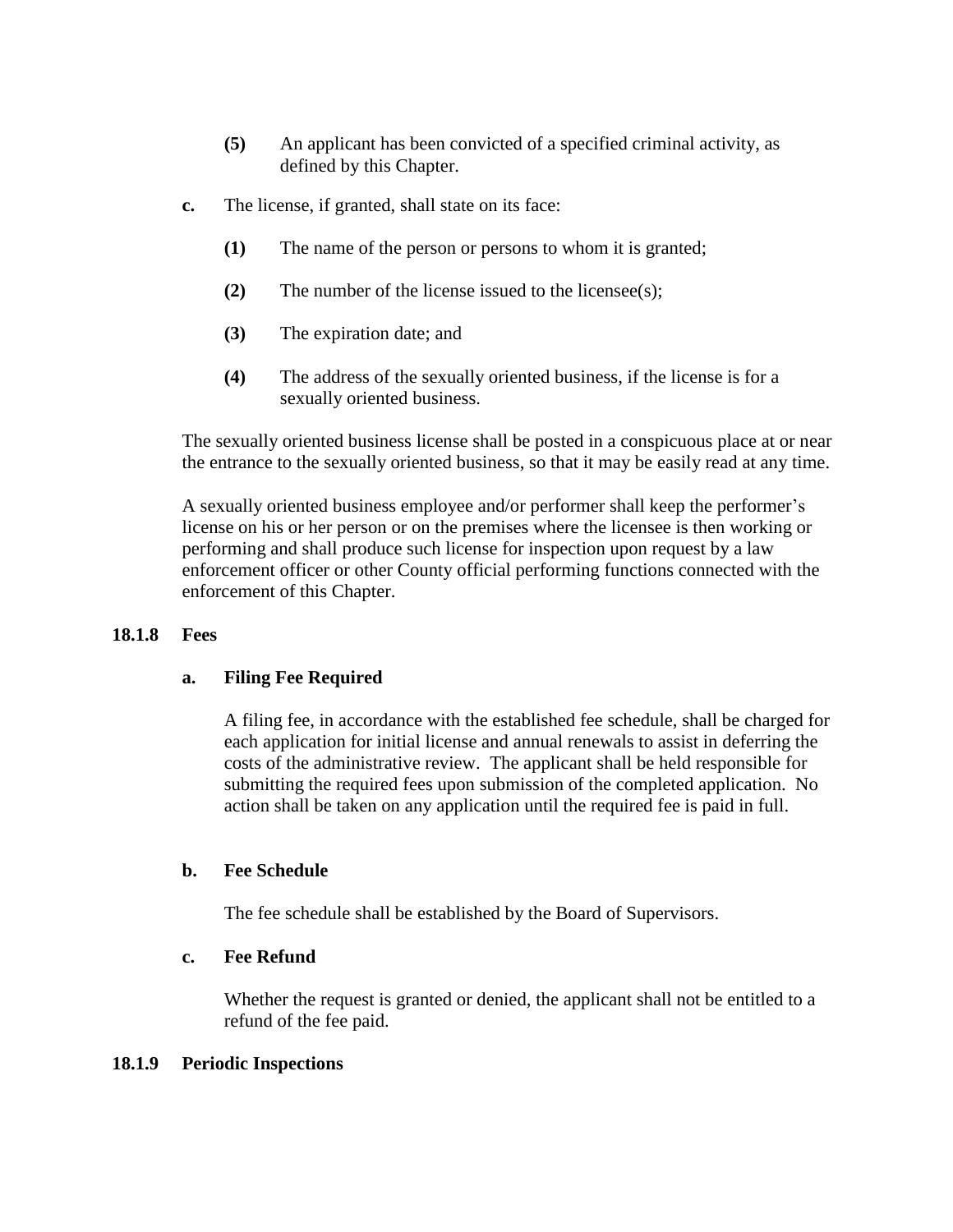**(5)** An applicant has been convicted of a specified criminal activity, as defined by this Chapter.

**c.** The license, if granted, shall state on its face:

**(1)** The name of the person or persons to whom it is granted;

**(2)** The number of the license issued to the licensee(s);

**(3)** The expiration date; and

**(4)** The address of the sexually oriented business, if the license is for a sexually oriented business.

The sexually oriented business license shall be posted in a conspicuous place at or near the entrance to the sexually oriented business, so that it may be easily read at any time.

A sexually oriented business employee and/or performer shall keep the performer's license on his or her person or on the premises where the licensee is then working or performing and shall produce such license for inspection upon request by a law enforcement officer or other County official performing functions connected with the enforcement of this Chapter.

### 18.1.8 Fees

**a. Filing Fee Required**

A filing fee, in accordance with the established fee schedule, shall be charged for each application for initial license and annual renewals to assist in deferring the costs of the administrative review. The applicant shall be held responsible for submitting the required fees upon submission of the completed application. No action shall be taken on any application until the required fee is paid in full.

**b. Fee Schedule**

The fee schedule shall be established by the Board of Supervisors.

**c. Fee Refund**

Whether the request is granted or denied, the applicant shall not be entitled to a refund of the fee paid.

### 18.1.9 Periodic Inspections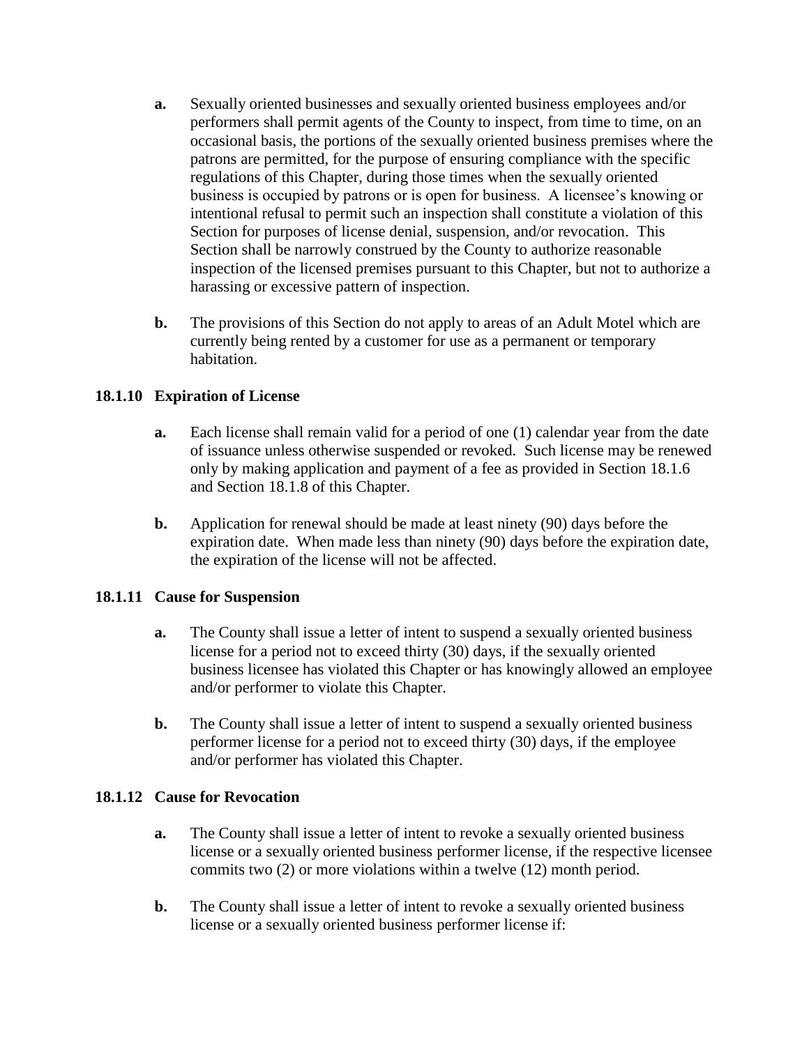**a.** Sexually oriented businesses and sexually oriented business employees and/or performers shall permit agents of the County to inspect, from time to time, on an occasional basis, the portions of the sexually oriented business premises where the patrons are permitted, for the purpose of ensuring compliance with the specific regulations of this Chapter, during those times when the sexually oriented business is occupied by patrons or is open for business. A licensee's knowing or intentional refusal to permit such an inspection shall constitute a violation of this Section for purposes of license denial, suspension, and/or revocation. This Section shall be narrowly construed by the County to authorize reasonable inspection of the licensed premises pursuant to this Chapter, but not to authorize a harassing or excessive pattern of inspection.

**b.** The provisions of this Section do not apply to areas of an Adult Motel which are currently being rented by a customer for use as a permanent or temporary habitation.

### 18.1.10 Expiration of License

**a.** Each license shall remain valid for a period of one (1) calendar year from the date of issuance unless otherwise suspended or revoked. Such license may be renewed only by making application and payment of a fee as provided in Section 18.1.6 and Section 18.1.8 of this Chapter.

**b.** Application for renewal should be made at least ninety (90) days before the expiration date. When made less than ninety (90) days before the expiration date, the expiration of the license will not be affected.

### 18.1.11 Cause for Suspension

**a.** The County shall issue a letter of intent to suspend a sexually oriented business license for a period not to exceed thirty (30) days, if the sexually oriented business licensee has violated this Chapter or has knowingly allowed an employee and/or performer to violate this Chapter.

**b.** The County shall issue a letter of intent to suspend a sexually oriented business performer license for a period not to exceed thirty (30) days, if the employee and/or performer has violated this Chapter.

### 18.1.12 Cause for Revocation

**a.** The County shall issue a letter of intent to revoke a sexually oriented business license or a sexually oriented business performer license, if the respective licensee commits two (2) or more violations within a twelve (12) month period.

**b.** The County shall issue a letter of intent to revoke a sexually oriented business license or a sexually oriented business performer license if: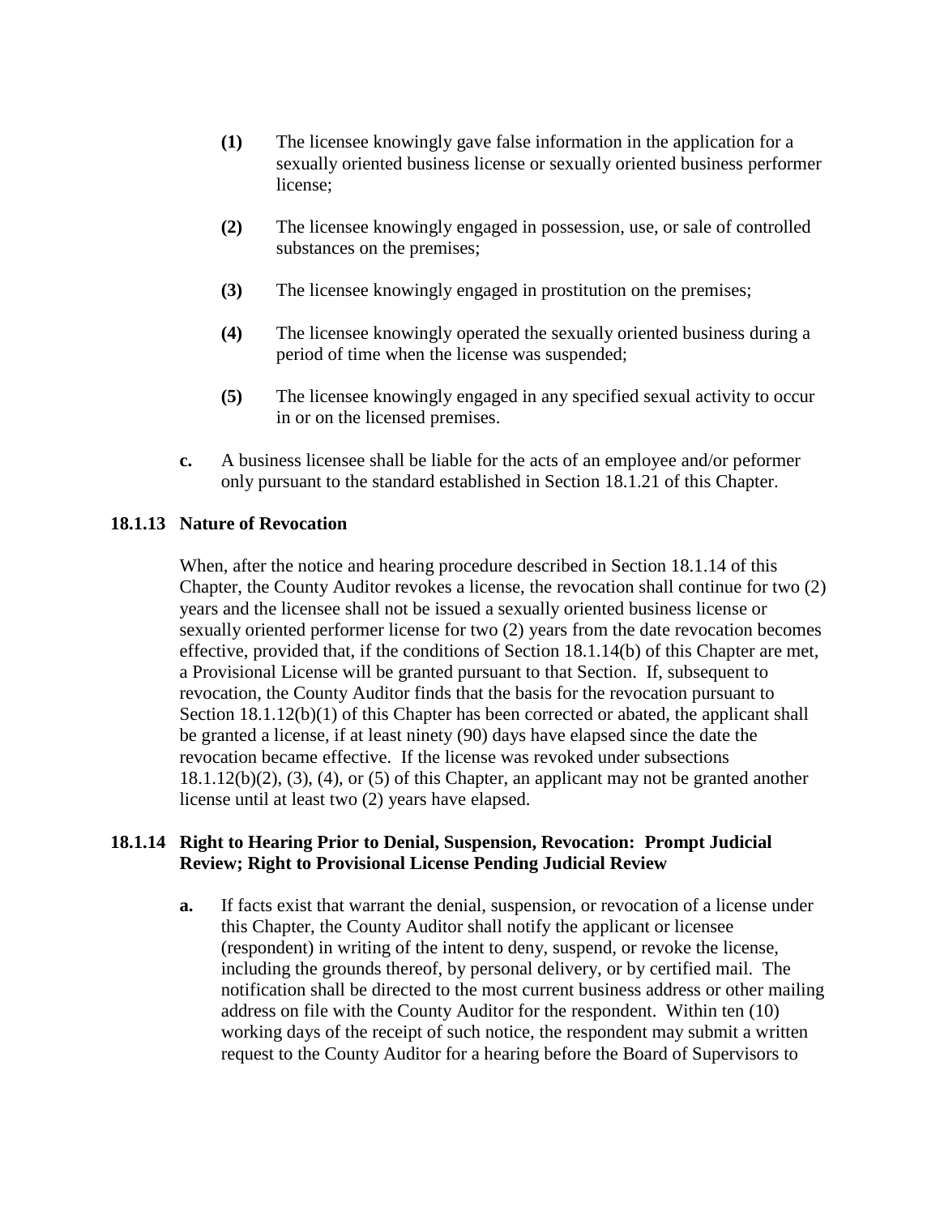**(1)** The licensee knowingly gave false information in the application for a sexually oriented business license or sexually oriented business performer license;

**(2)** The licensee knowingly engaged in possession, use, or sale of controlled substances on the premises;

**(3)** The licensee knowingly engaged in prostitution on the premises;

**(4)** The licensee knowingly operated the sexually oriented business during a period of time when the license was suspended;

**(5)** The licensee knowingly engaged in any specified sexual activity to occur in or on the licensed premises.

**c.** A business licensee shall be liable for the acts of an employee and/or peformer only pursuant to the standard established in Section 18.1.21 of this Chapter.

### 18.1.13 Nature of Revocation

When, after the notice and hearing procedure described in Section 18.1.14 of this Chapter, the County Auditor revokes a license, the revocation shall continue for two (2) years and the licensee shall not be issued a sexually oriented business license or sexually oriented performer license for two (2) years from the date revocation becomes effective, provided that, if the conditions of Section 18.1.14(b) of this Chapter are met, a Provisional License will be granted pursuant to that Section. If, subsequent to revocation, the County Auditor finds that the basis for the revocation pursuant to Section 18.1.12(b)(1) of this Chapter has been corrected or abated, the applicant shall be granted a license, if at least ninety (90) days have elapsed since the date the revocation became effective. If the license was revoked under subsections 18.1.12(b)(2), (3), (4), or (5) of this Chapter, an applicant may not be granted another license until at least two (2) years have elapsed.

### 18.1.14 Right to Hearing Prior to Denial, Suspension, Revocation: Prompt Judicial Review; Right to Provisional License Pending Judicial Review

**a.** If facts exist that warrant the denial, suspension, or revocation of a license under this Chapter, the County Auditor shall notify the applicant or licensee (respondent) in writing of the intent to deny, suspend, or revoke the license, including the grounds thereof, by personal delivery, or by certified mail. The notification shall be directed to the most current business address or other mailing address on file with the County Auditor for the respondent. Within ten (10) working days of the receipt of such notice, the respondent may submit a written request to the County Auditor for a hearing before the Board of Supervisors to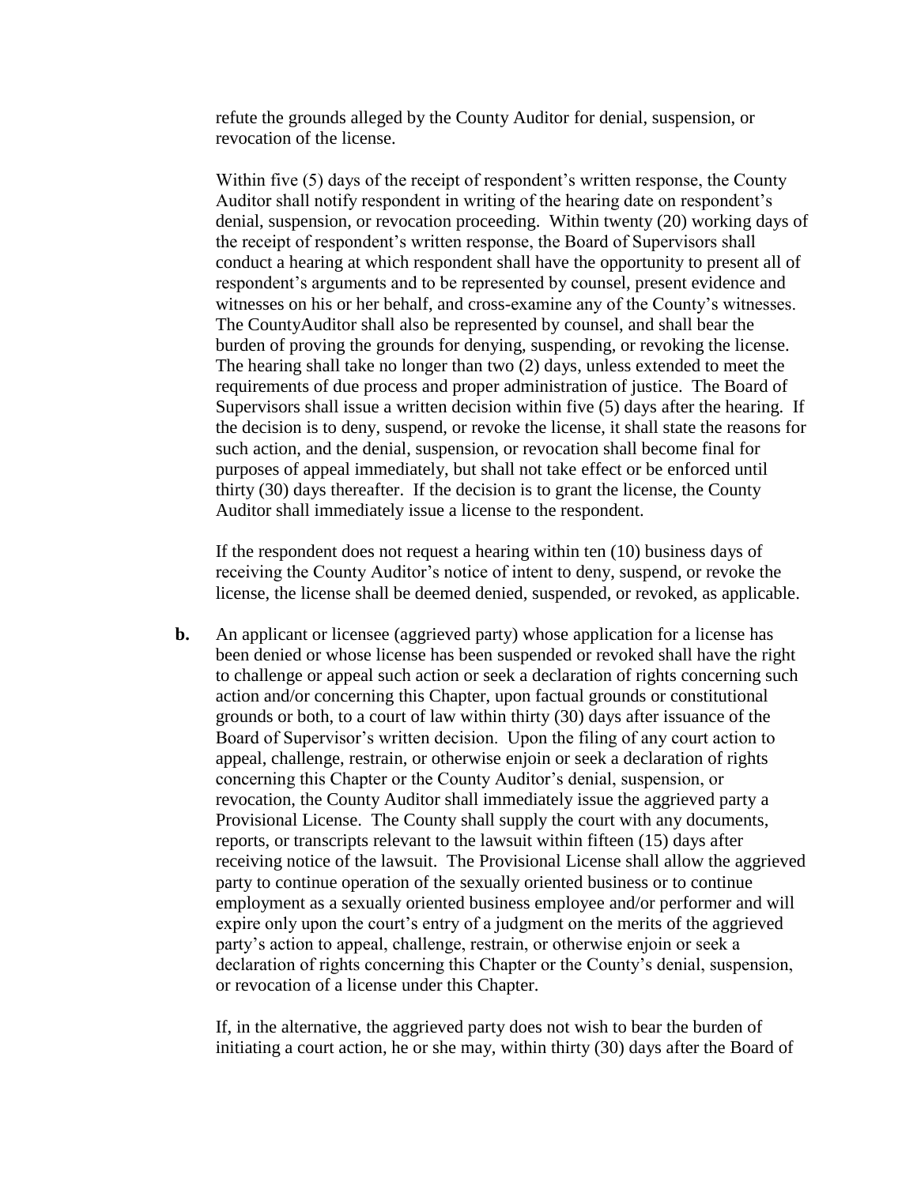refute the grounds alleged by the County Auditor for denial, suspension, or revocation of the license.

Within five (5) days of the receipt of respondent's written response, the County Auditor shall notify respondent in writing of the hearing date on respondent's denial, suspension, or revocation proceeding. Within twenty (20) working days of the receipt of respondent's written response, the Board of Supervisors shall conduct a hearing at which respondent shall have the opportunity to present all of respondent's arguments and to be represented by counsel, present evidence and witnesses on his or her behalf, and cross-examine any of the County's witnesses. The CountyAuditor shall also be represented by counsel, and shall bear the burden of proving the grounds for denying, suspending, or revoking the license. The hearing shall take no longer than two (2) days, unless extended to meet the requirements of due process and proper administration of justice. The Board of Supervisors shall issue a written decision within five (5) days after the hearing. If the decision is to deny, suspend, or revoke the license, it shall state the reasons for such action, and the denial, suspension, or revocation shall become final for purposes of appeal immediately, but shall not take effect or be enforced until thirty (30) days thereafter. If the decision is to grant the license, the County Auditor shall immediately issue a license to the respondent.

If the respondent does not request a hearing within ten (10) business days of receiving the County Auditor's notice of intent to deny, suspend, or revoke the license, the license shall be deemed denied, suspended, or revoked, as applicable.

**b.** An applicant or licensee (aggrieved party) whose application for a license has been denied or whose license has been suspended or revoked shall have the right to challenge or appeal such action or seek a declaration of rights concerning such action and/or concerning this Chapter, upon factual grounds or constitutional grounds or both, to a court of law within thirty (30) days after issuance of the Board of Supervisor's written decision. Upon the filing of any court action to appeal, challenge, restrain, or otherwise enjoin or seek a declaration of rights concerning this Chapter or the County Auditor's denial, suspension, or revocation, the County Auditor shall immediately issue the aggrieved party a Provisional License. The County shall supply the court with any documents, reports, or transcripts relevant to the lawsuit within fifteen (15) days after receiving notice of the lawsuit. The Provisional License shall allow the aggrieved party to continue operation of the sexually oriented business or to continue employment as a sexually oriented business employee and/or performer and will expire only upon the court's entry of a judgment on the merits of the aggrieved party's action to appeal, challenge, restrain, or otherwise enjoin or seek a declaration of rights concerning this Chapter or the County's denial, suspension, or revocation of a license under this Chapter.

If, in the alternative, the aggrieved party does not wish to bear the burden of initiating a court action, he or she may, within thirty (30) days after the Board of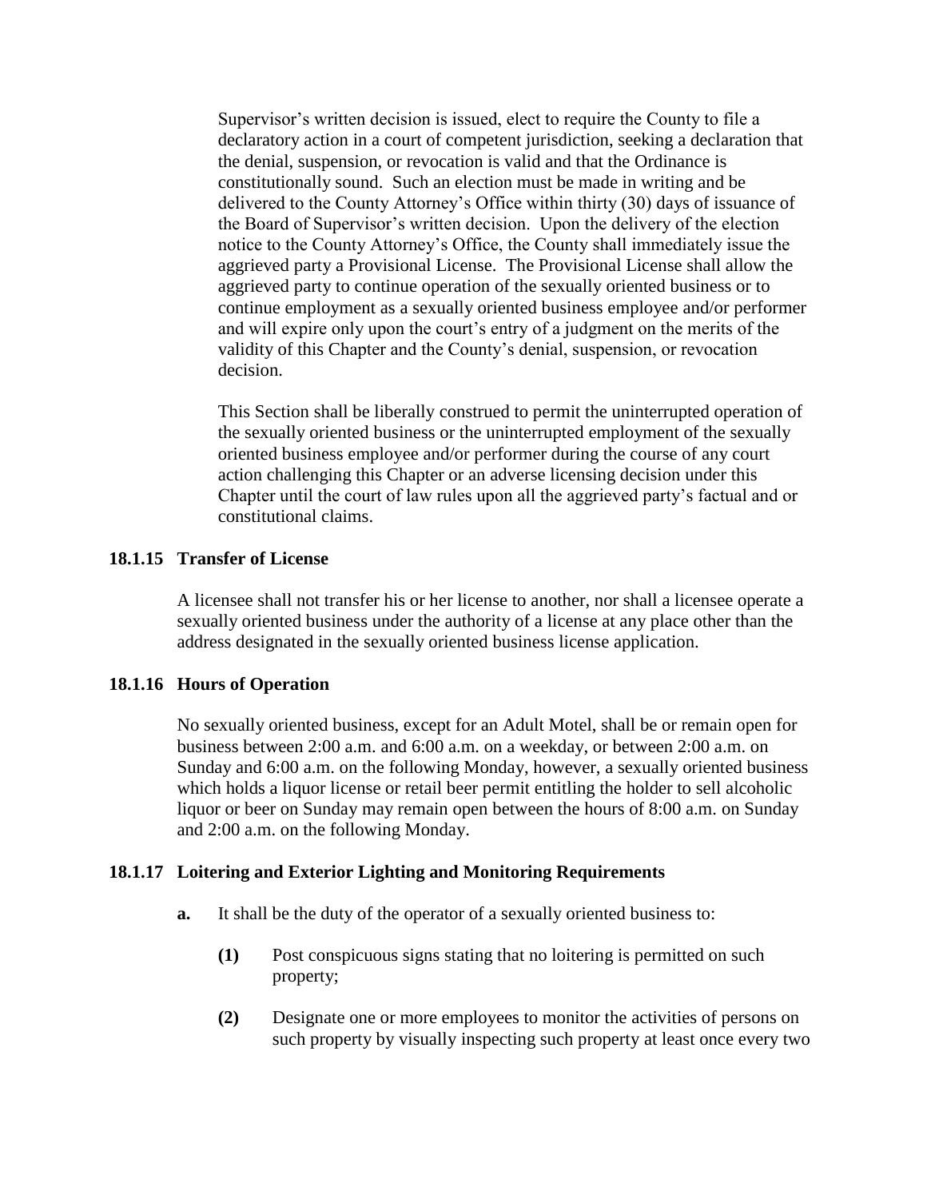Supervisor's written decision is issued, elect to require the County to file a declaratory action in a court of competent jurisdiction, seeking a declaration that the denial, suspension, or revocation is valid and that the Ordinance is constitutionally sound. Such an election must be made in writing and be delivered to the County Attorney's Office within thirty (30) days of issuance of the Board of Supervisor's written decision. Upon the delivery of the election notice to the County Attorney's Office, the County shall immediately issue the aggrieved party a Provisional License. The Provisional License shall allow the aggrieved party to continue operation of the sexually oriented business or to continue employment as a sexually oriented business employee and/or performer and will expire only upon the court's entry of a judgment on the merits of the validity of this Chapter and the County's denial, suspension, or revocation decision.

This Section shall be liberally construed to permit the uninterrupted operation of the sexually oriented business or the uninterrupted employment of the sexually oriented business employee and/or performer during the course of any court action challenging this Chapter or an adverse licensing decision under this Chapter until the court of law rules upon all the aggrieved party's factual and or constitutional claims.

### 18.1.15 Transfer of License

A licensee shall not transfer his or her license to another, nor shall a licensee operate a sexually oriented business under the authority of a license at any place other than the address designated in the sexually oriented business license application.

### 18.1.16 Hours of Operation

No sexually oriented business, except for an Adult Motel, shall be or remain open for business between 2:00 a.m. and 6:00 a.m. on a weekday, or between 2:00 a.m. on Sunday and 6:00 a.m. on the following Monday, however, a sexually oriented business which holds a liquor license or retail beer permit entitling the holder to sell alcoholic liquor or beer on Sunday may remain open between the hours of 8:00 a.m. on Sunday and 2:00 a.m. on the following Monday.

### 18.1.17 Loitering and Exterior Lighting and Monitoring Requirements

**a.** It shall be the duty of the operator of a sexually oriented business to:

**(1)** Post conspicuous signs stating that no loitering is permitted on such property;

**(2)** Designate one or more employees to monitor the activities of persons on such property by visually inspecting such property at least once every two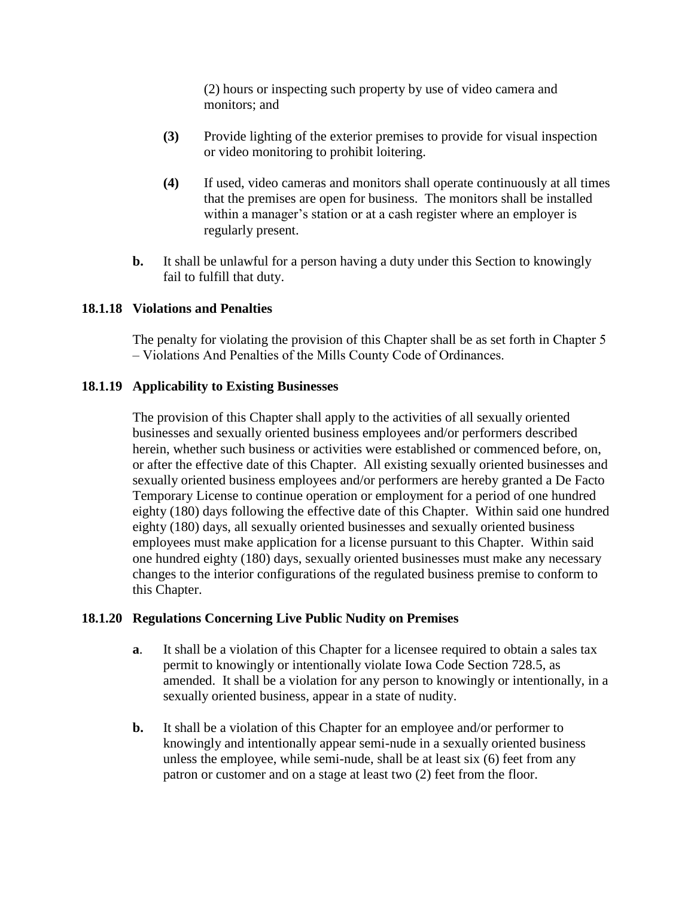(2) hours or inspecting such property by use of video camera and monitors; and

**(3)** Provide lighting of the exterior premises to provide for visual inspection or video monitoring to prohibit loitering.

**(4)** If used, video cameras and monitors shall operate continuously at all times that the premises are open for business. The monitors shall be installed within a manager's station or at a cash register where an employer is regularly present.

**b.** It shall be unlawful for a person having a duty under this Section to knowingly fail to fulfill that duty.

### 18.1.18 Violations and Penalties

The penalty for violating the provision of this Chapter shall be as set forth in Chapter 5 – Violations And Penalties of the Mills County Code of Ordinances.

### 18.1.19 Applicability to Existing Businesses

The provision of this Chapter shall apply to the activities of all sexually oriented businesses and sexually oriented business employees and/or performers described herein, whether such business or activities were established or commenced before, on, or after the effective date of this Chapter. All existing sexually oriented businesses and sexually oriented business employees and/or performers are hereby granted a De Facto Temporary License to continue operation or employment for a period of one hundred eighty (180) days following the effective date of this Chapter. Within said one hundred eighty (180) days, all sexually oriented businesses and sexually oriented business employees must make application for a license pursuant to this Chapter. Within said one hundred eighty (180) days, sexually oriented businesses must make any necessary changes to the interior configurations of the regulated business premise to conform to this Chapter.

### 18.1.20 Regulations Concerning Live Public Nudity on Premises

**a**. It shall be a violation of this Chapter for a licensee required to obtain a sales tax permit to knowingly or intentionally violate Iowa Code Section 728.5, as amended. It shall be a violation for any person to knowingly or intentionally, in a sexually oriented business, appear in a state of nudity.

**b.** It shall be a violation of this Chapter for an employee and/or performer to knowingly and intentionally appear semi-nude in a sexually oriented business unless the employee, while semi-nude, shall be at least six (6) feet from any patron or customer and on a stage at least two (2) feet from the floor.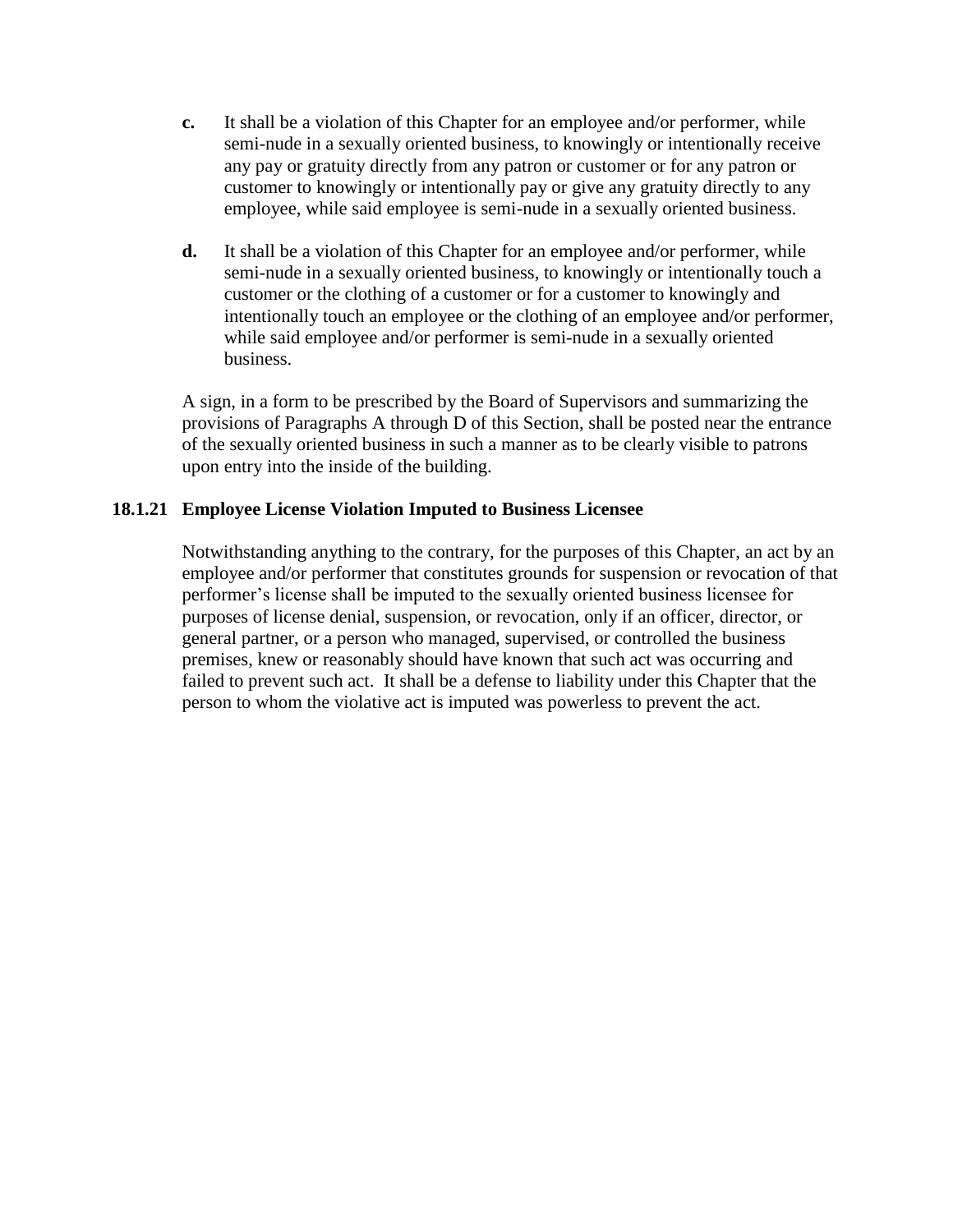**c.** It shall be a violation of this Chapter for an employee and/or performer, while semi-nude in a sexually oriented business, to knowingly or intentionally receive any pay or gratuity directly from any patron or customer or for any patron or customer to knowingly or intentionally pay or give any gratuity directly to any employee, while said employee is semi-nude in a sexually oriented business.

**d.** It shall be a violation of this Chapter for an employee and/or performer, while semi-nude in a sexually oriented business, to knowingly or intentionally touch a customer or the clothing of a customer or for a customer to knowingly and intentionally touch an employee or the clothing of an employee and/or performer, while said employee and/or performer is semi-nude in a sexually oriented business.

A sign, in a form to be prescribed by the Board of Supervisors and summarizing the provisions of Paragraphs A through D of this Section, shall be posted near the entrance of the sexually oriented business in such a manner as to be clearly visible to patrons upon entry into the inside of the building.

### 18.1.21 Employee License Violation Imputed to Business Licensee

Notwithstanding anything to the contrary, for the purposes of this Chapter, an act by an employee and/or performer that constitutes grounds for suspension or revocation of that performer's license shall be imputed to the sexually oriented business licensee for purposes of license denial, suspension, or revocation, only if an officer, director, or general partner, or a person who managed, supervised, or controlled the business premises, knew or reasonably should have known that such act was occurring and failed to prevent such act. It shall be a defense to liability under this Chapter that the person to whom the violative act is imputed was powerless to prevent the act.